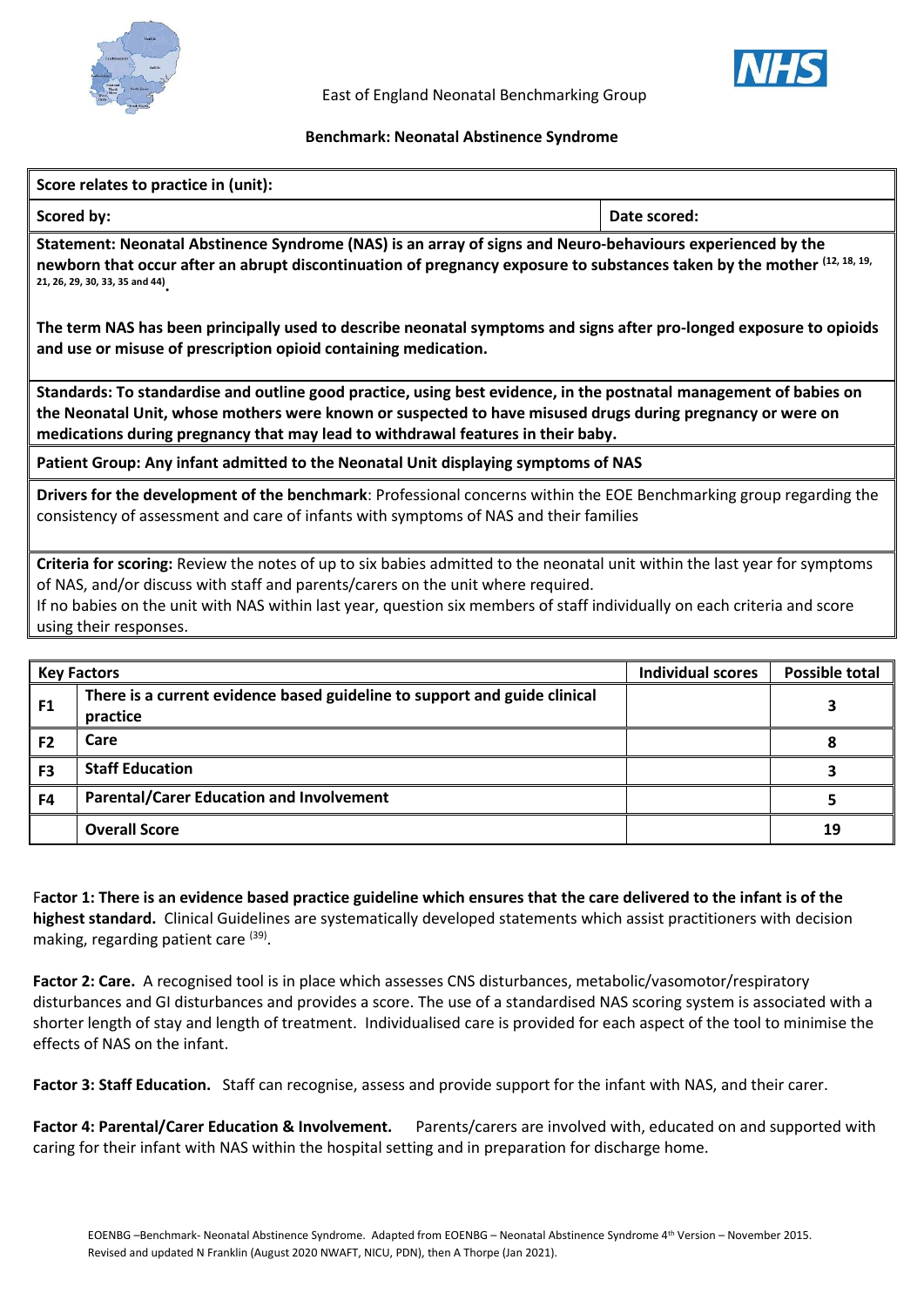East of England Neonatal Benchmarking Group

**Benchmark: Neonatal Abstinence Syndrome**

| **Score relates to practice in (unit):** | |
|---|---|
| **Scored by:** | **Date scored:** |

**Statement: Neonatal Abstinence Syndrome (NAS) is an array of signs and Neuro-behaviours experienced by the newborn that occur after an abrupt discontinuation of pregnancy exposure to substances taken by the mother [12, 18, 19, 21, 26, 29, 30, 33, 35 and 44].**

**The term NAS has been principally used to describe neonatal symptoms and signs after pro-longed exposure to opioids and use or misuse of prescription opioid containing medication.**

**Standards: To standardise and outline good practice, using best evidence, in the postnatal management of babies on the Neonatal Unit, whose mothers were known or suspected to have misused drugs during pregnancy or were on medications during pregnancy that may lead to withdrawal features in their baby.**

**Patient Group: Any infant admitted to the Neonatal Unit displaying symptoms of NAS**

**Drivers for the development of the benchmark**: Professional concerns within the EOE Benchmarking group regarding the consistency of assessment and care of infants with symptoms of NAS and their families

**Criteria for scoring:** Review the notes of up to six babies admitted to the neonatal unit within the last year for symptoms of NAS, and/or discuss with staff and parents/carers on the unit where required.
If no babies on the unit with NAS within last year, question six members of staff individually on each criteria and score using their responses.

| **Key Factors** | | **Individual scores** | **Possible total** |
|---|---|---|---|
| **F1** | **There is a current evidence based guideline to support and guide clinical practice** | | **3** |
| **F2** | **Care** | | **8** |
| **F3** | **Staff Education** | | **3** |
| **F4** | **Parental/Carer Education and Involvement** | | **5** |
| | **Overall Score** | | **19** |

**Factor 1: There is an evidence based practice guideline which ensures that the care delivered to the infant is of the highest standard.** Clinical Guidelines are systematically developed statements which assist practitioners with decision making, regarding patient care [39].

**Factor 2: Care.** A recognised tool is in place which assesses CNS disturbances, metabolic/vasomotor/respiratory disturbances and GI disturbances and provides a score. The use of a standardised NAS scoring system is associated with a shorter length of stay and length of treatment. Individualised care is provided for each aspect of the tool to minimise the effects of NAS on the infant.

**Factor 3: Staff Education.** Staff can recognise, assess and provide support for the infant with NAS, and their carer.

**Factor 4: Parental/Carer Education & Involvement.** Parents/carers are involved with, educated on and supported with caring for their infant with NAS within the hospital setting and in preparation for discharge home.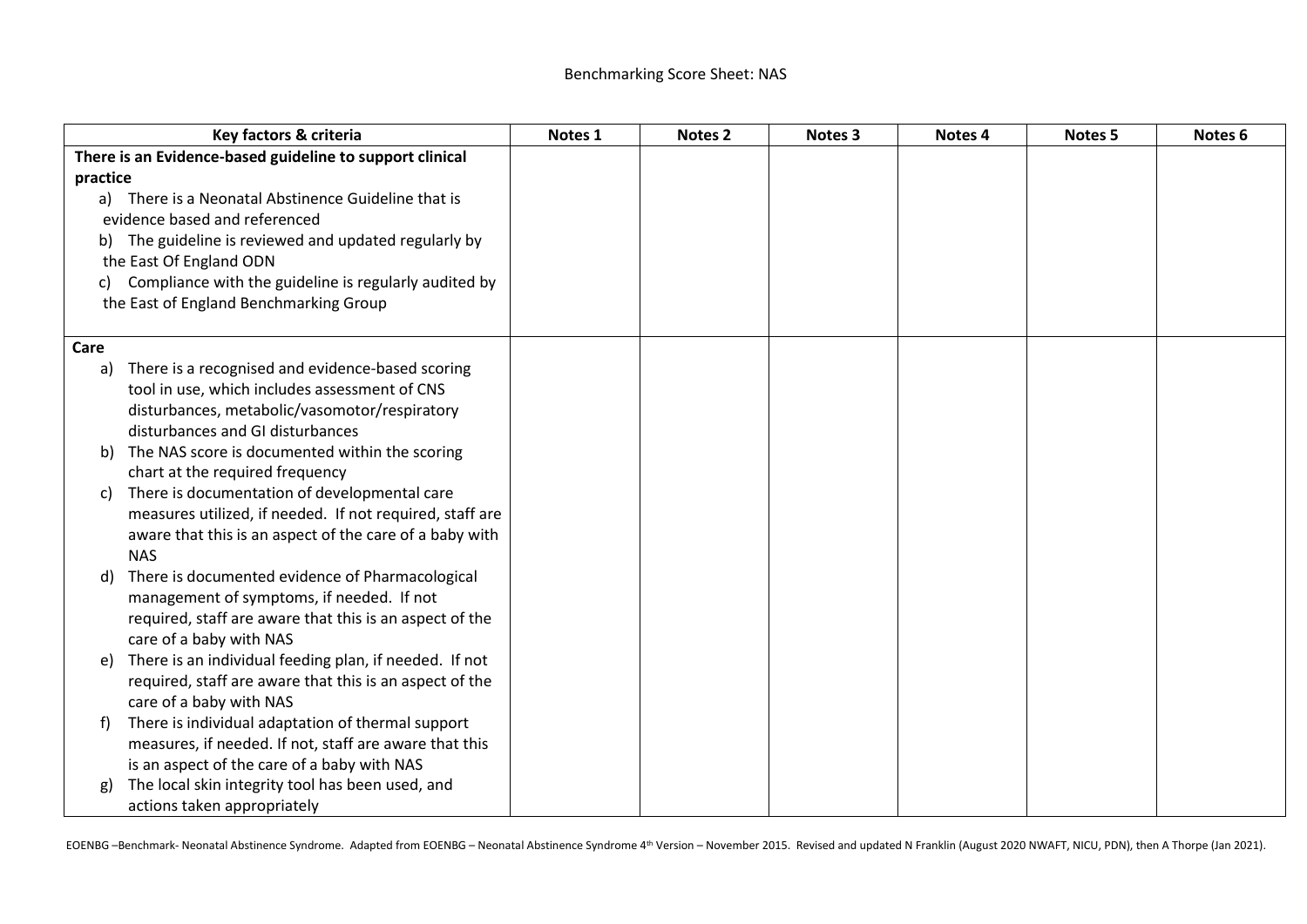## Benchmarking Score Sheet: NAS

| Key factors & criteria | Notes 1 | Notes 2 | Notes 3 | Notes 4 | Notes 5 | Notes 6 |
|---|---|---|---|---|---|---|
| **There is an Evidence-based guideline to support clinical practice**<br>a) There is a Neonatal Abstinence Guideline that is evidence based and referenced<br>b) The guideline is reviewed and updated regularly by the East Of England ODN<br>c) Compliance with the guideline is regularly audited by the East of England Benchmarking Group | | | | | | |
| **Care**<br>a) There is a recognised and evidence-based scoring tool in use, which includes assessment of CNS disturbances, metabolic/vasomotor/respiratory disturbances and GI disturbances<br>b) The NAS score is documented within the scoring chart at the required frequency<br>c) There is documentation of developmental care measures utilized, if needed. If not required, staff are aware that this is an aspect of the care of a baby with NAS<br>d) There is documented evidence of Pharmacological management of symptoms, if needed. If not required, staff are aware that this is an aspect of the care of a baby with NAS<br>e) There is an individual feeding plan, if needed. If not required, staff are aware that this is an aspect of the care of a baby with NAS<br>f) There is individual adaptation of thermal support measures, if needed. If not, staff are aware that this is an aspect of the care of a baby with NAS<br>g) The local skin integrity tool has been used, and actions taken appropriately | | | | | | |

EOENBG –Benchmark- Neonatal Abstinence Syndrome. Adapted from EOENBG – Neonatal Abstinence Syndrome 4th Version – November 2015. Revised and updated N Franklin (August 2020 NWAFT, NICU, PDN), then A Thorpe (Jan 2021).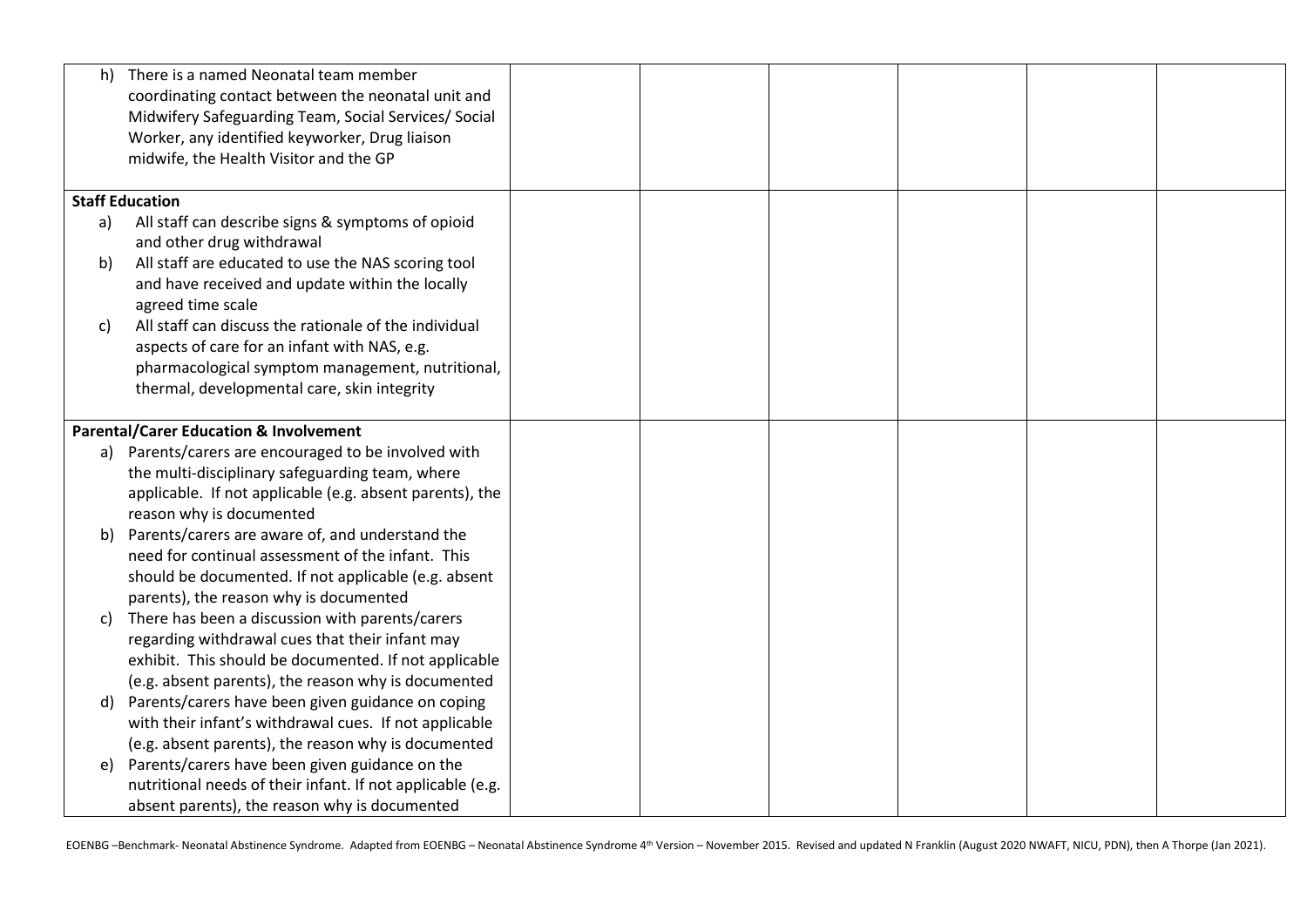| | | | | | |
|---|---|---|---|---|---|
| h) There is a named Neonatal team member coordinating contact between the neonatal unit and Midwifery Safeguarding Team, Social Services/ Social Worker, any identified keyworker, Drug liaison midwife, the Health Visitor and the GP | | | | | |
| **Staff Education**<br>a) All staff can describe signs & symptoms of opioid and other drug withdrawal<br>b) All staff are educated to use the NAS scoring tool and have received and update within the locally agreed time scale<br>c) All staff can discuss the rationale of the individual aspects of care for an infant with NAS, e.g. pharmacological symptom management, nutritional, thermal, developmental care, skin integrity | | | | | |
| **Parental/Carer Education & Involvement**<br>a) Parents/carers are encouraged to be involved with the multi-disciplinary safeguarding team, where applicable. If not applicable (e.g. absent parents), the reason why is documented<br>b) Parents/carers are aware of, and understand the need for continual assessment of the infant. This should be documented. If not applicable (e.g. absent parents), the reason why is documented<br>c) There has been a discussion with parents/carers regarding withdrawal cues that their infant may exhibit. This should be documented. If not applicable (e.g. absent parents), the reason why is documented<br>d) Parents/carers have been given guidance on coping with their infant's withdrawal cues. If not applicable (e.g. absent parents), the reason why is documented<br>e) Parents/carers have been given guidance on the nutritional needs of their infant. If not applicable (e.g. absent parents), the reason why is documented | | | | | |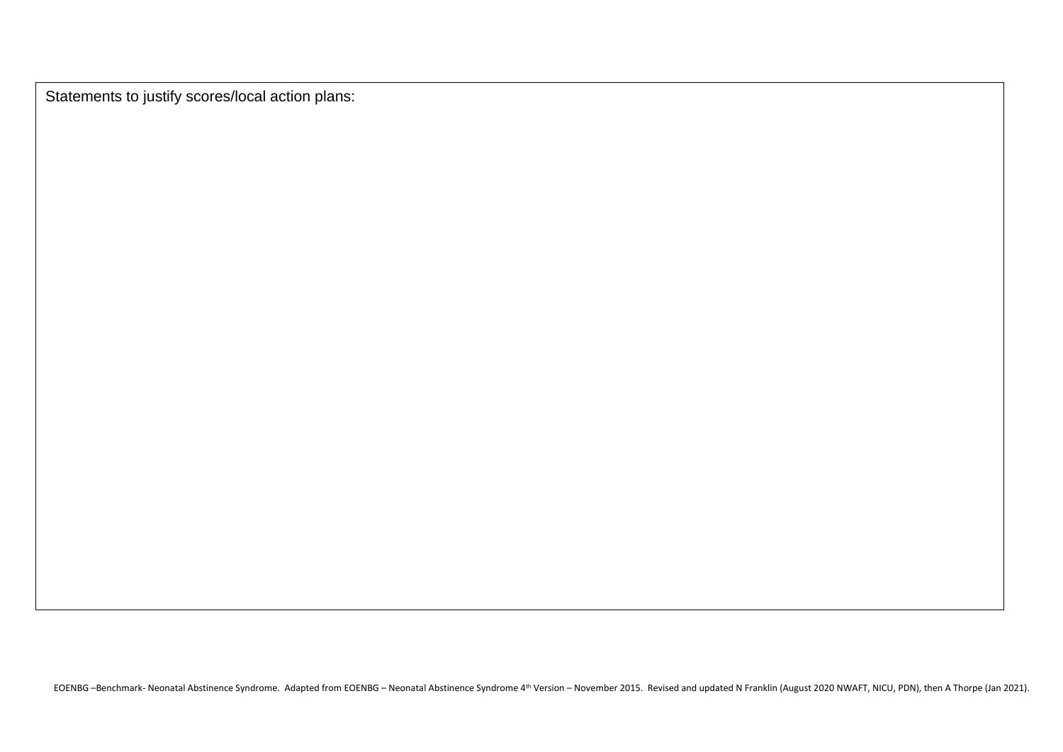Statements to justify scores/local action plans: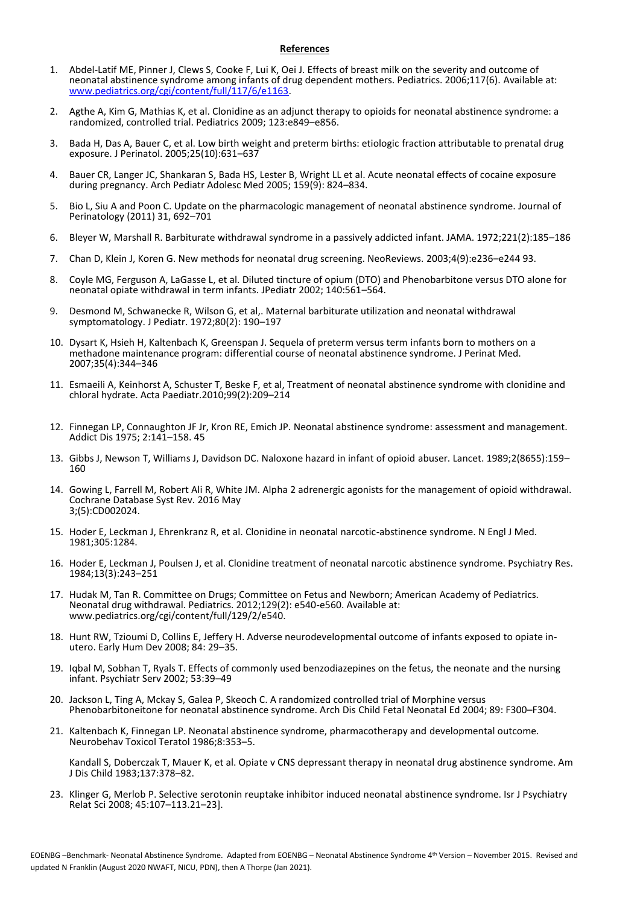**References**

1. Abdel-Latif ME, Pinner J, Clews S, Cooke F, Lui K, Oei J. Effects of breast milk on the severity and outcome of neonatal abstinence syndrome among infants of drug dependent mothers. Pediatrics. 2006;117(6). Available at: www.pediatrics.org/cgi/content/full/117/6/e1163.

2. Agthe A, Kim G, Mathias K, et al. Clonidine as an adjunct therapy to opioids for neonatal abstinence syndrome: a randomized, controlled trial. Pediatrics 2009; 123:e849–e856.

3. Bada H, Das A, Bauer C, et al. Low birth weight and preterm births: etiologic fraction attributable to prenatal drug exposure. J Perinatol. 2005;25(10):631–637

4. Bauer CR, Langer JC, Shankaran S, Bada HS, Lester B, Wright LL et al. Acute neonatal effects of cocaine exposure during pregnancy. Arch Pediatr Adolesc Med 2005; 159(9): 824–834.

5. Bio L, Siu A and Poon C. Update on the pharmacologic management of neonatal abstinence syndrome. Journal of Perinatology (2011) 31, 692–701

6. Bleyer W, Marshall R. Barbiturate withdrawal syndrome in a passively addicted infant. JAMA. 1972;221(2):185–186

7. Chan D, Klein J, Koren G. New methods for neonatal drug screening. NeoReviews. 2003;4(9):e236–e244 93.

8. Coyle MG, Ferguson A, LaGasse L, et al. Diluted tincture of opium (DTO) and Phenobarbitone versus DTO alone for neonatal opiate withdrawal in term infants. JPediatr 2002; 140:561–564.

9. Desmond M, Schwanecke R, Wilson G, et al,. Maternal barbiturate utilization and neonatal withdrawal symptomatology. J Pediatr. 1972;80(2): 190–197

10. Dysart K, Hsieh H, Kaltenbach K, Greenspan J. Sequela of preterm versus term infants born to mothers on a methadone maintenance program: differential course of neonatal abstinence syndrome. J Perinat Med. 2007;35(4):344–346

11. Esmaeili A, Keinhorst A, Schuster T, Beske F, et al, Treatment of neonatal abstinence syndrome with clonidine and chloral hydrate. Acta Paediatr.2010;99(2):209–214

12. Finnegan LP, Connaughton JF Jr, Kron RE, Emich JP. Neonatal abstinence syndrome: assessment and management. Addict Dis 1975; 2:141–158. 45

13. Gibbs J, Newson T, Williams J, Davidson DC. Naloxone hazard in infant of opioid abuser. Lancet. 1989;2(8655):159–160

14. Gowing L, Farrell M, Robert Ali R, White JM. Alpha 2 adrenergic agonists for the management of opioid withdrawal. Cochrane Database Syst Rev. 2016 May 3;(5):CD002024.

15. Hoder E, Leckman J, Ehrenkranz R, et al. Clonidine in neonatal narcotic-abstinence syndrome. N Engl J Med. 1981;305:1284.

16. Hoder E, Leckman J, Poulsen J, et al. Clonidine treatment of neonatal narcotic abstinence syndrome. Psychiatry Res. 1984;13(3):243–251

17. Hudak M, Tan R. Committee on Drugs; Committee on Fetus and Newborn; American Academy of Pediatrics. Neonatal drug withdrawal. Pediatrics. 2012;129(2): e540-e560. Available at: www.pediatrics.org/cgi/content/full/129/2/e540.

18. Hunt RW, Tzioumi D, Collins E, Jeffery H. Adverse neurodevelopmental outcome of infants exposed to opiate in-utero. Early Hum Dev 2008; 84: 29–35.

19. Iqbal M, Sobhan T, Ryals T. Effects of commonly used benzodiazepines on the fetus, the neonate and the nursing infant. Psychiatr Serv 2002; 53:39–49

20. Jackson L, Ting A, Mckay S, Galea P, Skeoch C. A randomized controlled trial of Morphine versus Phenobarbitoneitone for neonatal abstinence syndrome. Arch Dis Child Fetal Neonatal Ed 2004; 89: F300–F304.

21. Kaltenbach K, Finnegan LP. Neonatal abstinence syndrome, pharmacotherapy and developmental outcome. Neurobehav Toxicol Teratol 1986;8:353–5.

    Kandall S, Doberczak T, Mauer K, et al. Opiate v CNS depressant therapy in neonatal drug abstinence syndrome. Am J Dis Child 1983;137:378–82.

23. Klinger G, Merlob P. Selective serotonin reuptake inhibitor induced neonatal abstinence syndrome. Isr J Psychiatry Relat Sci 2008; 45:107–113.21–23].

EOENBG –Benchmark- Neonatal Abstinence Syndrome. Adapted from EOENBG – Neonatal Abstinence Syndrome 4th Version – November 2015. Revised and updated N Franklin (August 2020 NWAFT, NICU, PDN), then A Thorpe (Jan 2021).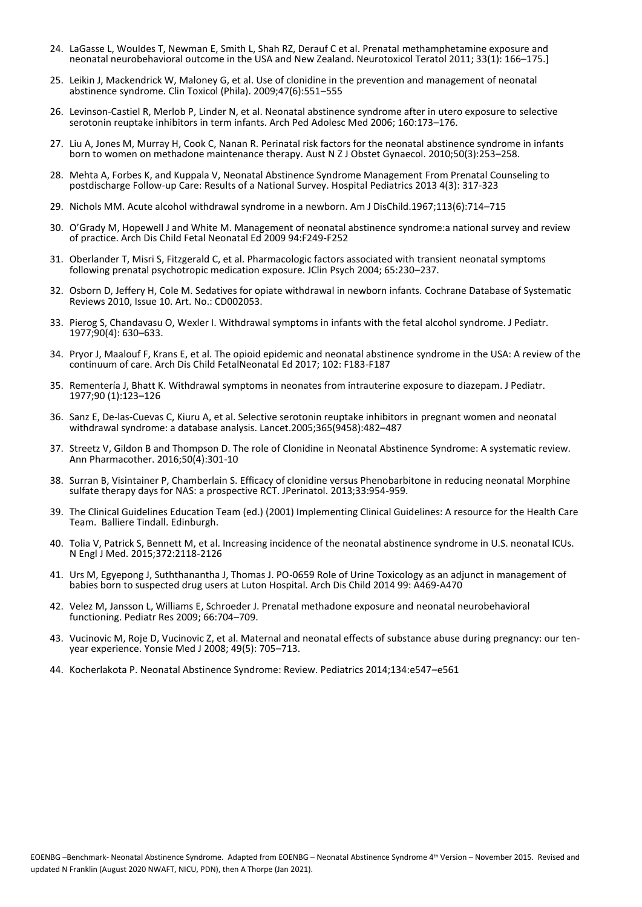24. LaGasse L, Wouldes T, Newman E, Smith L, Shah RZ, Derauf C et al. Prenatal methamphetamine exposure and neonatal neurobehavioral outcome in the USA and New Zealand. Neurotoxicol Teratol 2011; 33(1): 166–175.]

25. Leikin J, Mackendrick W, Maloney G, et al. Use of clonidine in the prevention and management of neonatal abstinence syndrome. Clin Toxicol (Phila). 2009;47(6):551–555

26. Levinson-Castiel R, Merlob P, Linder N, et al. Neonatal abstinence syndrome after in utero exposure to selective serotonin reuptake inhibitors in term infants. Arch Ped Adolesc Med 2006; 160:173–176.

27. Liu A, Jones M, Murray H, Cook C, Nanan R. Perinatal risk factors for the neonatal abstinence syndrome in infants born to women on methadone maintenance therapy. Aust N Z J Obstet Gynaecol. 2010;50(3):253–258.

28. Mehta A, Forbes K, and Kuppala V, Neonatal Abstinence Syndrome Management From Prenatal Counseling to postdischarge Follow-up Care: Results of a National Survey. Hospital Pediatrics 2013 4(3): 317-323

29. Nichols MM. Acute alcohol withdrawal syndrome in a newborn. Am J DisChild.1967;113(6):714–715

30. O'Grady M, Hopewell J and White M. Management of neonatal abstinence syndrome:a national survey and review of practice. Arch Dis Child Fetal Neonatal Ed 2009 94:F249-F252

31. Oberlander T, Misri S, Fitzgerald C, et al. Pharmacologic factors associated with transient neonatal symptoms following prenatal psychotropic medication exposure. JClin Psych 2004; 65:230–237.

32. Osborn D, Jeffery H, Cole M. Sedatives for opiate withdrawal in newborn infants. Cochrane Database of Systematic Reviews 2010, Issue 10. Art. No.: CD002053.

33. Pierog S, Chandavasu O, Wexler I. Withdrawal symptoms in infants with the fetal alcohol syndrome. J Pediatr. 1977;90(4): 630–633.

34. Pryor J, Maalouf F, Krans E, et al. The opioid epidemic and neonatal abstinence syndrome in the USA: A review of the continuum of care. Arch Dis Child FetalNeonatal Ed 2017; 102: F183-F187

35. Rementería J, Bhatt K. Withdrawal symptoms in neonates from intrauterine exposure to diazepam. J Pediatr. 1977;90 (1):123–126

36. Sanz E, De-las-Cuevas C, Kiuru A, et al. Selective serotonin reuptake inhibitors in pregnant women and neonatal withdrawal syndrome: a database analysis. Lancet.2005;365(9458):482–487

37. Streetz V, Gildon B and Thompson D. The role of Clonidine in Neonatal Abstinence Syndrome: A systematic review. Ann Pharmacother. 2016;50(4):301-10

38. Surran B, Visintainer P, Chamberlain S. Efficacy of clonidine versus Phenobarbitone in reducing neonatal Morphine sulfate therapy days for NAS: a prospective RCT. JPerinatol. 2013;33:954-959.

39. The Clinical Guidelines Education Team (ed.) (2001) Implementing Clinical Guidelines: A resource for the Health Care Team. Balliere Tindall. Edinburgh.

40. Tolia V, Patrick S, Bennett M, et al. Increasing incidence of the neonatal abstinence syndrome in U.S. neonatal ICUs. N Engl J Med. 2015;372:2118-2126

41. Urs M, Egyepong J, Suththanantha J, Thomas J. PO-0659 Role of Urine Toxicology as an adjunct in management of babies born to suspected drug users at Luton Hospital. Arch Dis Child 2014 99: A469-A470

42. Velez M, Jansson L, Williams E, Schroeder J. Prenatal methadone exposure and neonatal neurobehavioral functioning. Pediatr Res 2009; 66:704–709.

43. Vucinovic M, Roje D, Vucinovic Z, et al. Maternal and neonatal effects of substance abuse during pregnancy: our ten-year experience. Yonsie Med J 2008; 49(5): 705–713.

44. Kocherlakota P. Neonatal Abstinence Syndrome: Review. Pediatrics 2014;134:e547–e561

EOENBG –Benchmark- Neonatal Abstinence Syndrome. Adapted from EOENBG – Neonatal Abstinence Syndrome 4th Version – November 2015. Revised and updated N Franklin (August 2020 NWAFT, NICU, PDN), then A Thorpe (Jan 2021).